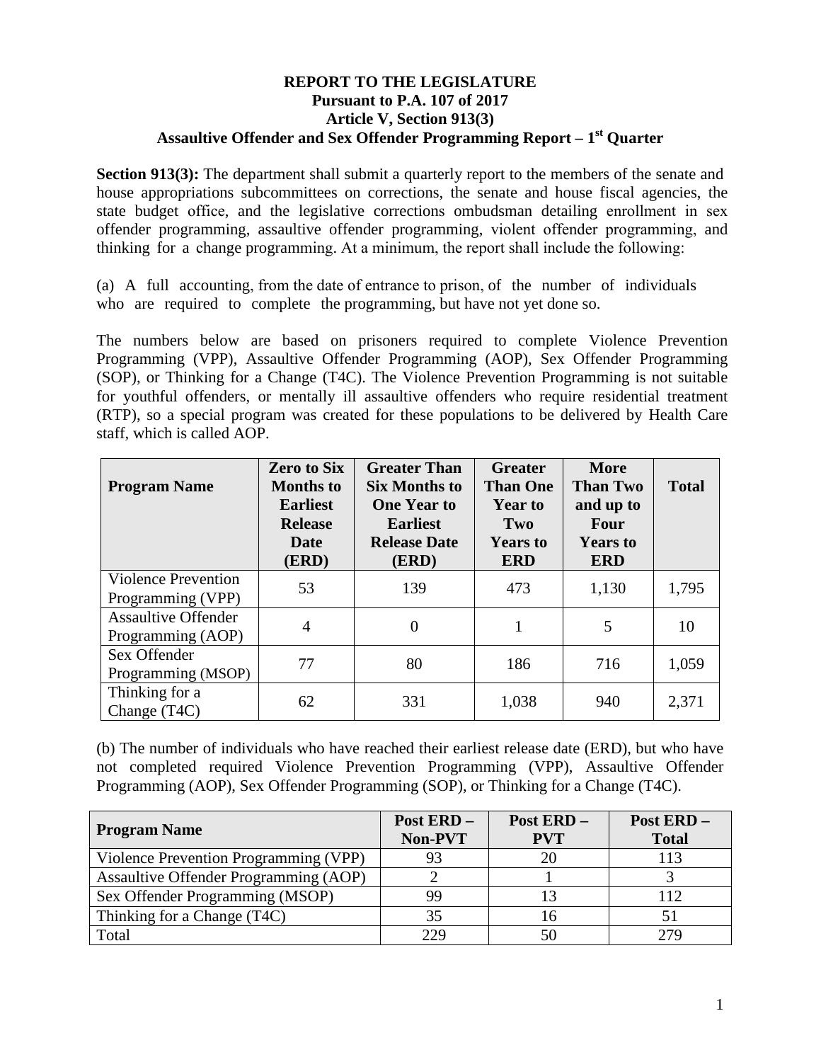**REPORT TO THE LEGISLATURE**
**Pursuant to P.A. 107 of 2017**
**Article V, Section 913(3)**
**Assaultive Offender and Sex Offender Programming Report – 1st Quarter**

**Section 913(3):** The department shall submit a quarterly report to the members of the senate and house appropriations subcommittees on corrections, the senate and house fiscal agencies, the state budget office, and the legislative corrections ombudsman detailing enrollment in sex offender programming, assaultive offender programming, violent offender programming, and thinking for a change programming. At a minimum, the report shall include the following:

(a) A full accounting, from the date of entrance to prison, of the number of individuals who are required to complete the programming, but have not yet done so.

The numbers below are based on prisoners required to complete Violence Prevention Programming (VPP), Assaultive Offender Programming (AOP), Sex Offender Programming (SOP), or Thinking for a Change (T4C). The Violence Prevention Programming is not suitable for youthful offenders, or mentally ill assaultive offenders who require residential treatment (RTP), so a special program was created for these populations to be delivered by Health Care staff, which is called AOP.

| Program Name | Zero to Six Months to Earliest Release Date (ERD) | Greater Than Six Months to One Year to Earliest Release Date (ERD) | Greater Than One Year to Two Years to ERD | More Than Two and up to Four Years to ERD | Total |
|---|---|---|---|---|---|
| Violence Prevention Programming (VPP) | 53 | 139 | 473 | 1,130 | 1,795 |
| Assaultive Offender Programming (AOP) | 4 | 0 | 1 | 5 | 10 |
| Sex Offender Programming (MSOP) | 77 | 80 | 186 | 716 | 1,059 |
| Thinking for a Change (T4C) | 62 | 331 | 1,038 | 940 | 2,371 |

(b) The number of individuals who have reached their earliest release date (ERD), but who have not completed required Violence Prevention Programming (VPP), Assaultive Offender Programming (AOP), Sex Offender Programming (SOP), or Thinking for a Change (T4C).

| Program Name | Post ERD – Non-PVT | Post ERD – PVT | Post ERD – Total |
|---|---|---|---|
| Violence Prevention Programming (VPP) | 93 | 20 | 113 |
| Assaultive Offender Programming (AOP) | 2 | 1 | 3 |
| Sex Offender Programming (MSOP) | 99 | 13 | 112 |
| Thinking for a Change (T4C) | 35 | 16 | 51 |
| Total | 229 | 50 | 279 |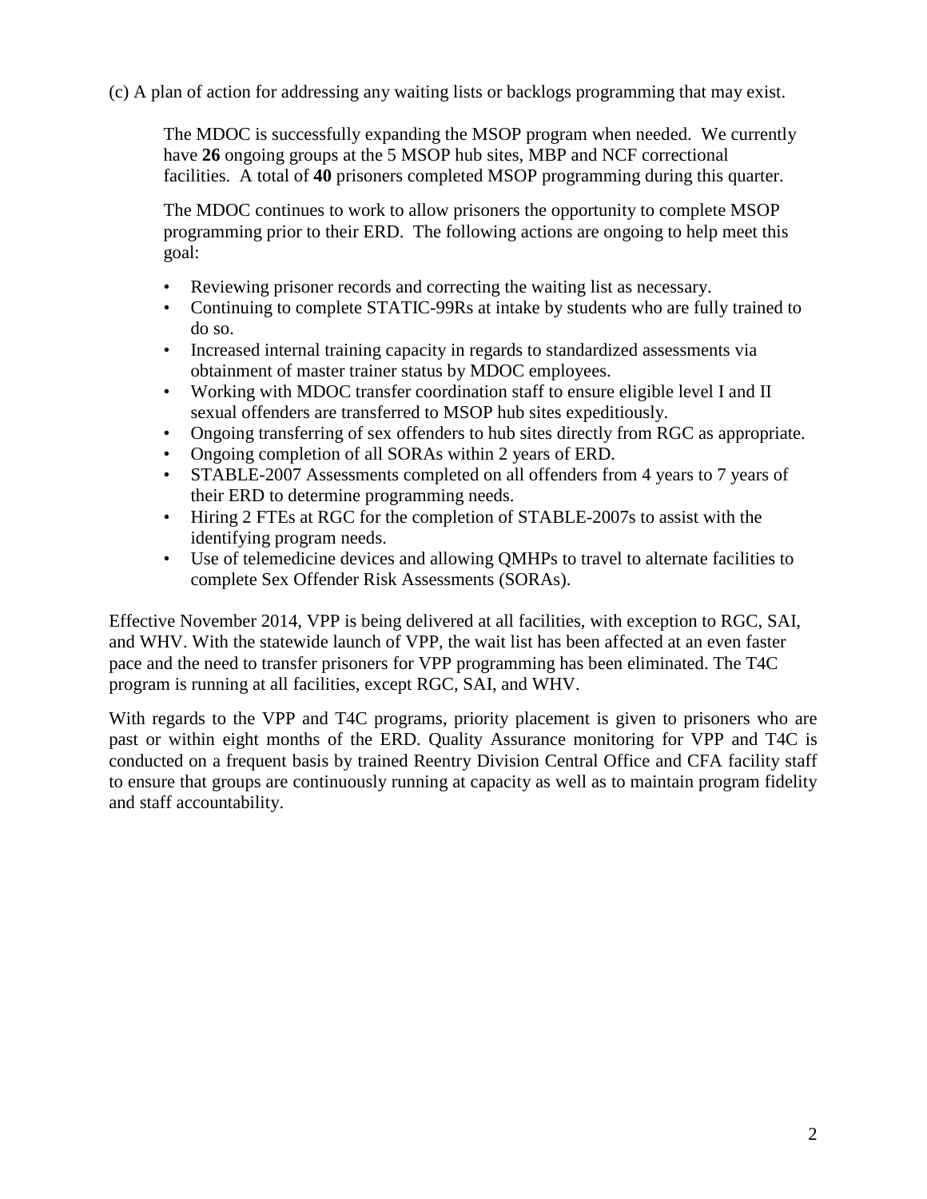(c) A plan of action for addressing any waiting lists or backlogs programming that may exist.

The MDOC is successfully expanding the MSOP program when needed. We currently have **26** ongoing groups at the 5 MSOP hub sites, MBP and NCF correctional facilities. A total of **40** prisoners completed MSOP programming during this quarter.

The MDOC continues to work to allow prisoners the opportunity to complete MSOP programming prior to their ERD. The following actions are ongoing to help meet this goal:

- Reviewing prisoner records and correcting the waiting list as necessary.
- Continuing to complete STATIC-99Rs at intake by students who are fully trained to do so.
- Increased internal training capacity in regards to standardized assessments via obtainment of master trainer status by MDOC employees.
- Working with MDOC transfer coordination staff to ensure eligible level I and II sexual offenders are transferred to MSOP hub sites expeditiously.
- Ongoing transferring of sex offenders to hub sites directly from RGC as appropriate.
- Ongoing completion of all SORAs within 2 years of ERD.
- STABLE-2007 Assessments completed on all offenders from 4 years to 7 years of their ERD to determine programming needs.
- Hiring 2 FTEs at RGC for the completion of STABLE-2007s to assist with the identifying program needs.
- Use of telemedicine devices and allowing QMHPs to travel to alternate facilities to complete Sex Offender Risk Assessments (SORAs).

Effective November 2014, VPP is being delivered at all facilities, with exception to RGC, SAI, and WHV. With the statewide launch of VPP, the wait list has been affected at an even faster pace and the need to transfer prisoners for VPP programming has been eliminated. The T4C program is running at all facilities, except RGC, SAI, and WHV.

With regards to the VPP and T4C programs, priority placement is given to prisoners who are past or within eight months of the ERD. Quality Assurance monitoring for VPP and T4C is conducted on a frequent basis by trained Reentry Division Central Office and CFA facility staff to ensure that groups are continuously running at capacity as well as to maintain program fidelity and staff accountability.